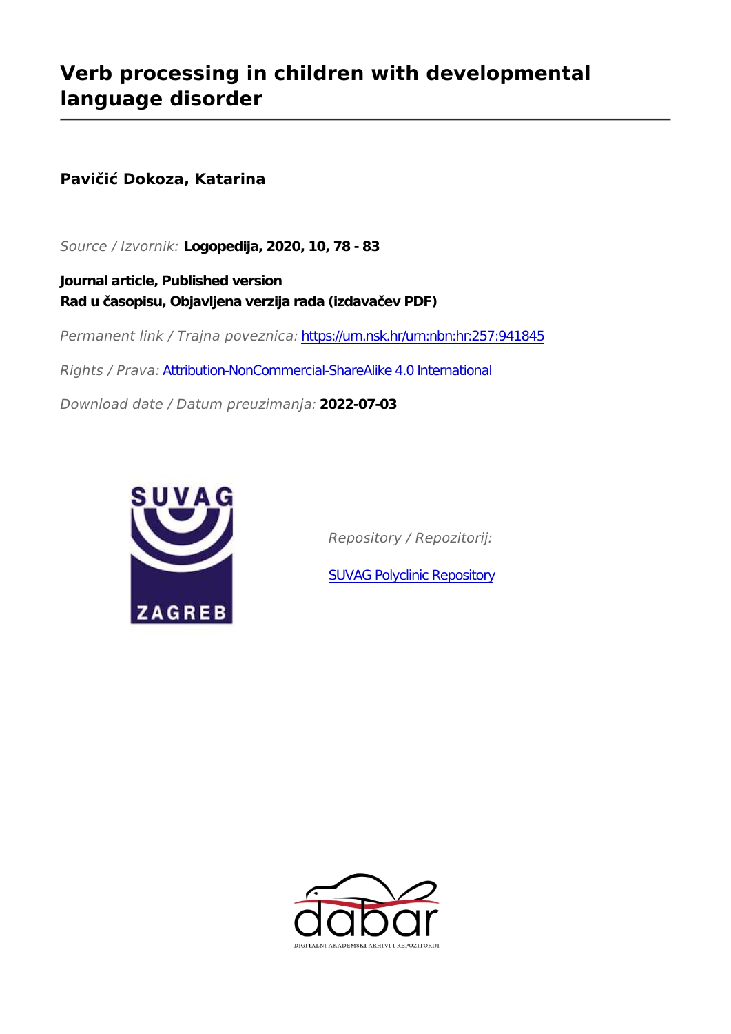# Verb processing in children with developmental language disorder

**Pavičić Dokoza, Katarina**

*Source / Izvornik:* **Logopedija, 2020, 10, 78 - 83**

**Journal article, Published version**
**Rad u časopisu, Objavljena verzija rada (izdavačev PDF)**

*Permanent link / Trajna poveznica:* https://urn.nsk.hr/urn:nbn:hr:257:941845

*Rights / Prava:* Attribution-NonCommercial-ShareAlike 4.0 International

*Download date / Datum preuzimanja:* **2022-07-03**

*Repository / Repozitorij:*

SUVAG Polyclinic Repository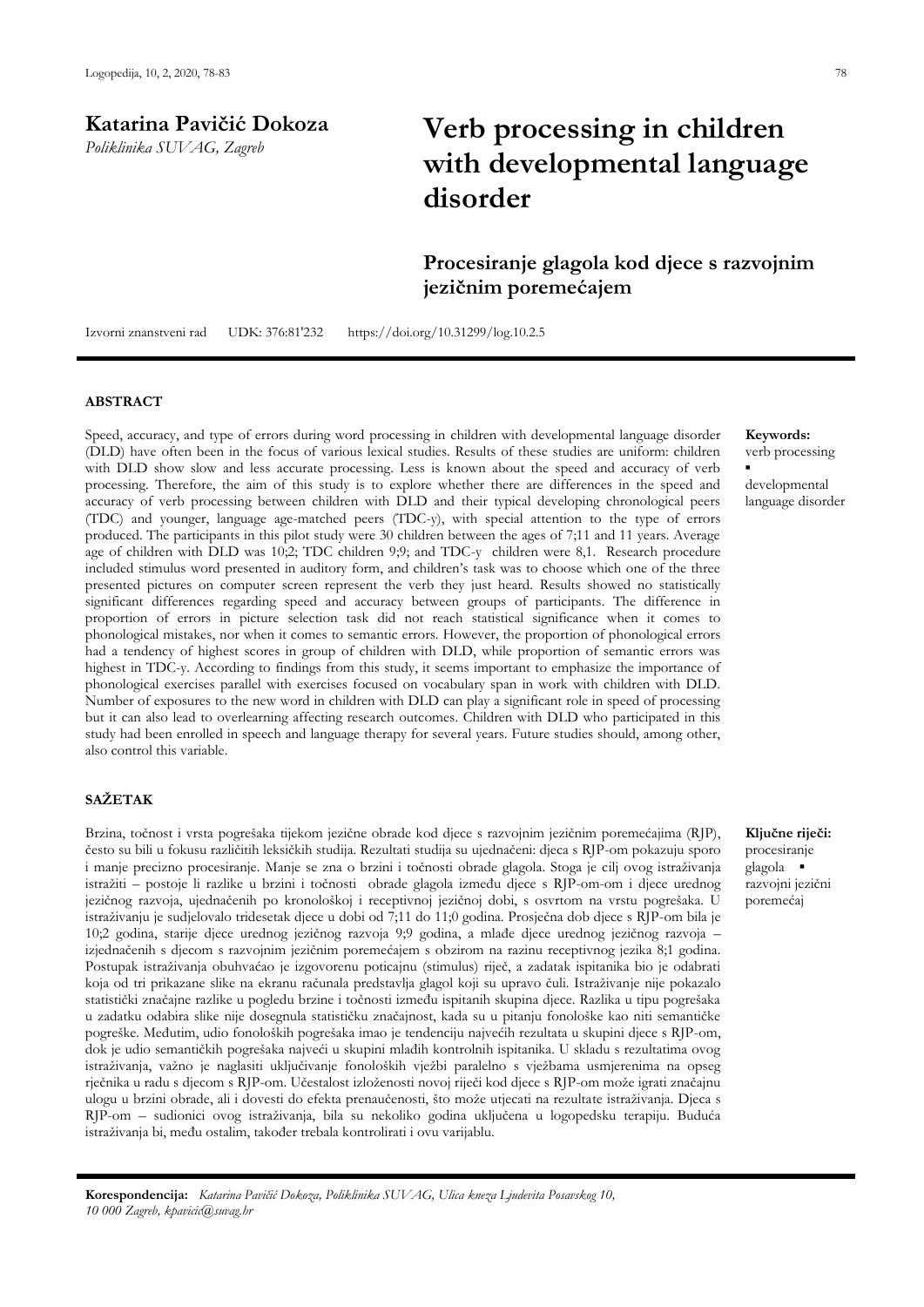**Katarina Pavičić Dokoza**
*Poliklinika SUVAG, Zagreb*

# Verb processing in children with developmental language disorder

## Procesiranje glagola kod djece s razvojnim jezičnim poremećajem

Izvorni znanstveni rad  UDK: 376:81'232  https://doi.org/10.31299/log.10.2.5

### ABSTRACT

Speed, accuracy, and type of errors during word processing in children with developmental language disorder (DLD) have often been in the focus of various lexical studies. Results of these studies are uniform: children with DLD show slow and less accurate processing. Less is known about the speed and accuracy of verb processing. Therefore, the aim of this study is to explore whether there are differences in the speed and accuracy of verb processing between children with DLD and their typical developing chronological peers (TDC) and younger, language age-matched peers (TDC-y), with special attention to the type of errors produced. The participants in this pilot study were 30 children between the ages of 7;11 and 11 years. Average age of children with DLD was 10;2; TDC children 9;9; and TDC-y children were 8,1. Research procedure included stimulus word presented in auditory form, and children's task was to choose which one of the three presented pictures on computer screen represent the verb they just heard. Results showed no statistically significant differences regarding speed and accuracy between groups of participants. The difference in proportion of errors in picture selection task did not reach statistical significance when it comes to phonological mistakes, nor when it comes to semantic errors. However, the proportion of phonological errors had a tendency of highest scores in group of children with DLD, while proportion of semantic errors was highest in TDC-y. According to findings from this study, it seems important to emphasize the importance of phonological exercises parallel with exercises focused on vocabulary span in work with children with DLD. Number of exposures to the new word in children with DLD can play a significant role in speed of processing but it can also lead to overlearning affecting research outcomes. Children with DLD who participated in this study had been enrolled in speech and language therapy for several years. Future studies should, among other, also control this variable.

**Keywords:**
verb processing ▪ developmental language disorder

### SAŽETAK

Brzina, točnost i vrsta pogrešaka tijekom jezične obrade kod djece s razvojnim jezičnim poremećajima (RJP), često su bili u fokusu različitih leksičkih studija. Rezultati studija su ujednačeni: djeca s RJP-om pokazuju sporo i manje precizno procesiranje. Manje se zna o brzini i točnosti obrade glagola. Stoga je cilj ovog istraživanja istražiti – postoje li razlike u brzini i točnosti obrade glagola između djece s RJP-om-om i djece urednog jezičnog razvoja, ujednačenih po kronološkoj i receptivnoj jezičnoj dobi, s osvrtom na vrstu pogrešaka. U istraživanju je sudjelovalo tridesetak djece u dobi od 7;11 do 11;0 godina. Prosječna dob djece s RJP-om bila je 10;2 godina, starije djece urednog jezičnog razvoja 9;9 godina, a mlađe djece urednog jezičnog razvoja – izjednačenih s djecom s razvojnim jezičnim poremećajem s obzirom na razinu receptivnog jezika 8;1 godina. Postupak istraživanja obuhvaćao je izgovorenu poticajnu (stimulus) riječ, a zadatak ispitanika bio je odabrati koja od tri prikazane slike na ekranu računala predstavlja glagol koji su upravo čuli. Istraživanje nije pokazalo statistički značajne razlike u pogledu brzine i točnosti između ispitanih skupina djece. Razlika u tipu pogrešaka u zadatku odabira slike nije dosegnula statističku značajnost, kada su u pitanju fonološke kao niti semantičke pogreške. Međutim, udio fonoloških pogrešaka imao je tendenciju najvećih rezultata u skupini djece s RJP-om, dok je udio semantičkih pogrešaka najveći u skupini mlađih kontrolnih ispitanika. U skladu s rezultatima ovog istraživanja, važno je naglasiti uključivanje fonoloških vježbi paralelno s vježbama usmjerenima na opseg rječnika u radu s djecom s RJP-om. Učestalost izloženosti novoj riječi kod djece s RJP-om može igrati značajnu ulogu u brzini obrade, ali i dovesti do efekta prenaučenosti, što može utjecati na rezultate istraživanja. Djeca s RJP-om – sudionici ovog istraživanja, bila su nekoliko godina uključena u logopedsku terapiju. Buduća istraživanja bi, među ostalim, također trebala kontrolirati i ovu varijablu.

**Ključne riječi:**
procesiranje glagola ▪ razvojni jezični poremećaj

**Korespondencija:** *Katarina Pavičić Dokoza, Poliklinika SUVAG, Ulica kneza Ljudevita Posavskog 10, 10 000 Zagreb, kpavicic@suvag.hr*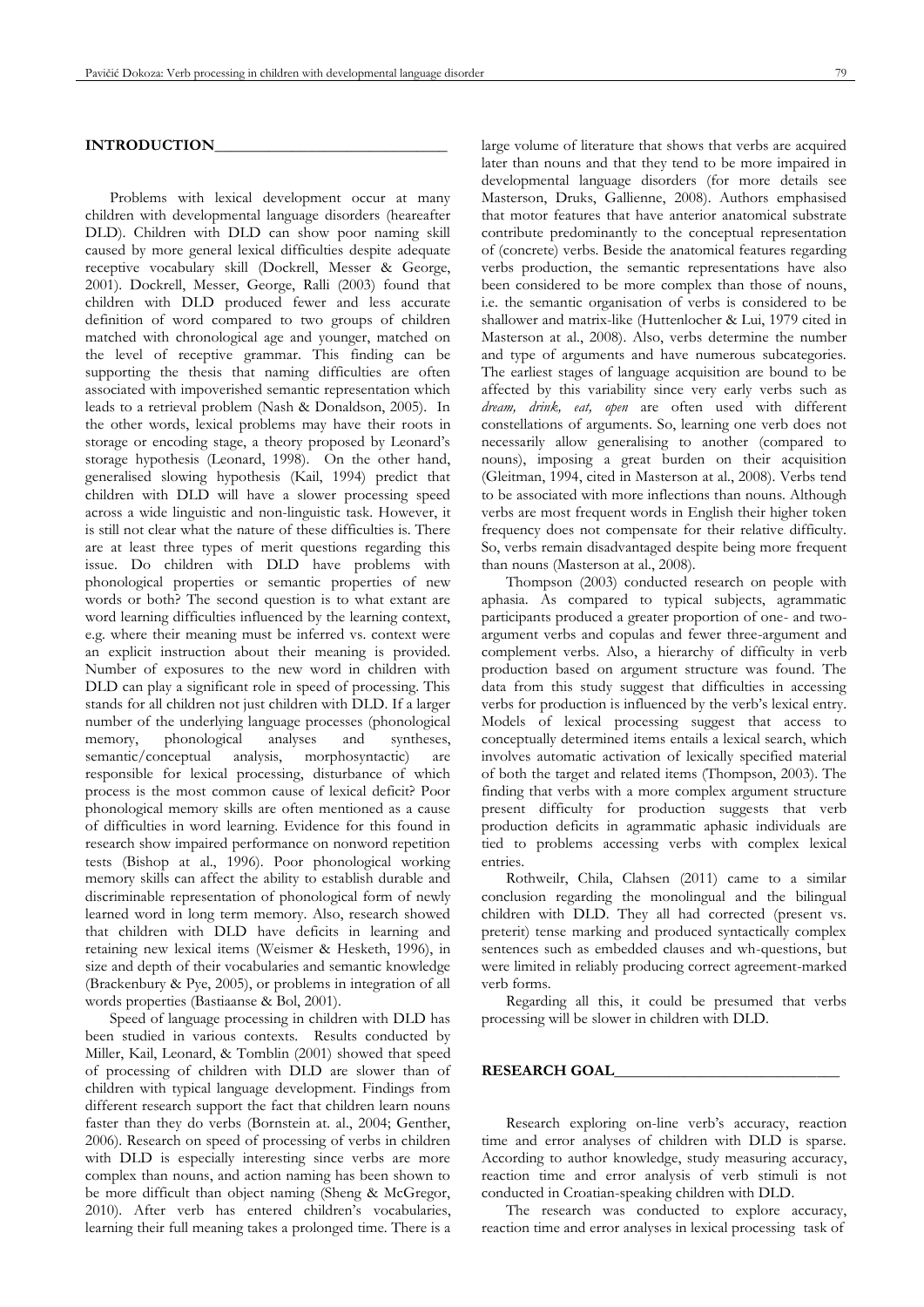## INTRODUCTION

Problems with lexical development occur at many children with developmental language disorders (heareafter DLD). Children with DLD can show poor naming skill caused by more general lexical difficulties despite adequate receptive vocabulary skill (Dockrell, Messer & George, 2001). Dockrell, Messer, George, Ralli (2003) found that children with DLD produced fewer and less accurate definition of word compared to two groups of children matched with chronological age and younger, matched on the level of receptive grammar. This finding can be supporting the thesis that naming difficulties are often associated with impoverished semantic representation which leads to a retrieval problem (Nash & Donaldson, 2005). In the other words, lexical problems may have their roots in storage or encoding stage, a theory proposed by Leonard's storage hypothesis (Leonard, 1998). On the other hand, generalised slowing hypothesis (Kail, 1994) predict that children with DLD will have a slower processing speed across a wide linguistic and non-linguistic task. However, it is still not clear what the nature of these difficulties is. There are at least three types of merit questions regarding this issue. Do children with DLD have problems with phonological properties or semantic properties of new words or both? The second question is to what extant are word learning difficulties influenced by the learning context, e.g. where their meaning must be inferred vs. context were an explicit instruction about their meaning is provided. Number of exposures to the new word in children with DLD can play a significant role in speed of processing. This stands for all children not just children with DLD. If a larger number of the underlying language processes (phonological memory, phonological analyses and syntheses, semantic/conceptual analysis, morphosyntactic) are responsible for lexical processing, disturbance of which process is the most common cause of lexical deficit? Poor phonological memory skills are often mentioned as a cause of difficulties in word learning. Evidence for this found in research show impaired performance on nonword repetition tests (Bishop at al., 1996). Poor phonological working memory skills can affect the ability to establish durable and discriminable representation of phonological form of newly learned word in long term memory. Also, research showed that children with DLD have deficits in learning and retaining new lexical items (Weismer & Hesketh, 1996), in size and depth of their vocabularies and semantic knowledge (Brackenbury & Pye, 2005), or problems in integration of all words properties (Bastiaanse & Bol, 2001).

Speed of language processing in children with DLD has been studied in various contexts. Results conducted by Miller, Kail, Leonard, & Tomblin (2001) showed that speed of processing of children with DLD are slower than of children with typical language development. Findings from different research support the fact that children learn nouns faster than they do verbs (Bornstein at. al., 2004; Genther, 2006). Research on speed of processing of verbs in children with DLD is especially interesting since verbs are more complex than nouns, and action naming has been shown to be more difficult than object naming (Sheng & McGregor, 2010). After verb has entered children's vocabularies, learning their full meaning takes a prolonged time. There is a large volume of literature that shows that verbs are acquired later than nouns and that they tend to be more impaired in developmental language disorders (for more details see Masterson, Druks, Gallienne, 2008). Authors emphasised that motor features that have anterior anatomical substrate contribute predominantly to the conceptual representation of (concrete) verbs. Beside the anatomical features regarding verbs production, the semantic representations have also been considered to be more complex than those of nouns, i.e. the semantic organisation of verbs is considered to be shallower and matrix-like (Huttenlocher & Lui, 1979 cited in Masterson at al., 2008). Also, verbs determine the number and type of arguments and have numerous subcategories. The earliest stages of language acquisition are bound to be affected by this variability since very early verbs such as *dream, drink, eat, open* are often used with different constellations of arguments. So, learning one verb does not necessarily allow generalising to another (compared to nouns), imposing a great burden on their acquisition (Gleitman, 1994, cited in Masterson at al., 2008). Verbs tend to be associated with more inflections than nouns. Although verbs are most frequent words in English their higher token frequency does not compensate for their relative difficulty. So, verbs remain disadvantaged despite being more frequent than nouns (Masterson at al., 2008).

Thompson (2003) conducted research on people with aphasia. As compared to typical subjects, agrammatic participants produced a greater proportion of one- and two-argument verbs and copulas and fewer three-argument and complement verbs. Also, a hierarchy of difficulty in verb production based on argument structure was found. The data from this study suggest that difficulties in accessing verbs for production is influenced by the verb's lexical entry. Models of lexical processing suggest that access to conceptually determined items entails a lexical search, which involves automatic activation of lexically specified material of both the target and related items (Thompson, 2003). The finding that verbs with a more complex argument structure present difficulty for production suggests that verb production deficits in agrammatic aphasic individuals are tied to problems accessing verbs with complex lexical entries.

Rothweilr, Chila, Clahsen (2011) came to a similar conclusion regarding the monolingual and the bilingual children with DLD. They all had corrected (present vs. preterit) tense marking and produced syntactically complex sentences such as embedded clauses and wh-questions, but were limited in reliably producing correct agreement-marked verb forms.

Regarding all this, it could be presumed that verbs processing will be slower in children with DLD.

## RESEARCH GOAL

Research exploring on-line verb's accuracy, reaction time and error analyses of children with DLD is sparse. According to author knowledge, study measuring accuracy, reaction time and error analysis of verb stimuli is not conducted in Croatian-speaking children with DLD.

The research was conducted to explore accuracy, reaction time and error analyses in lexical processing task of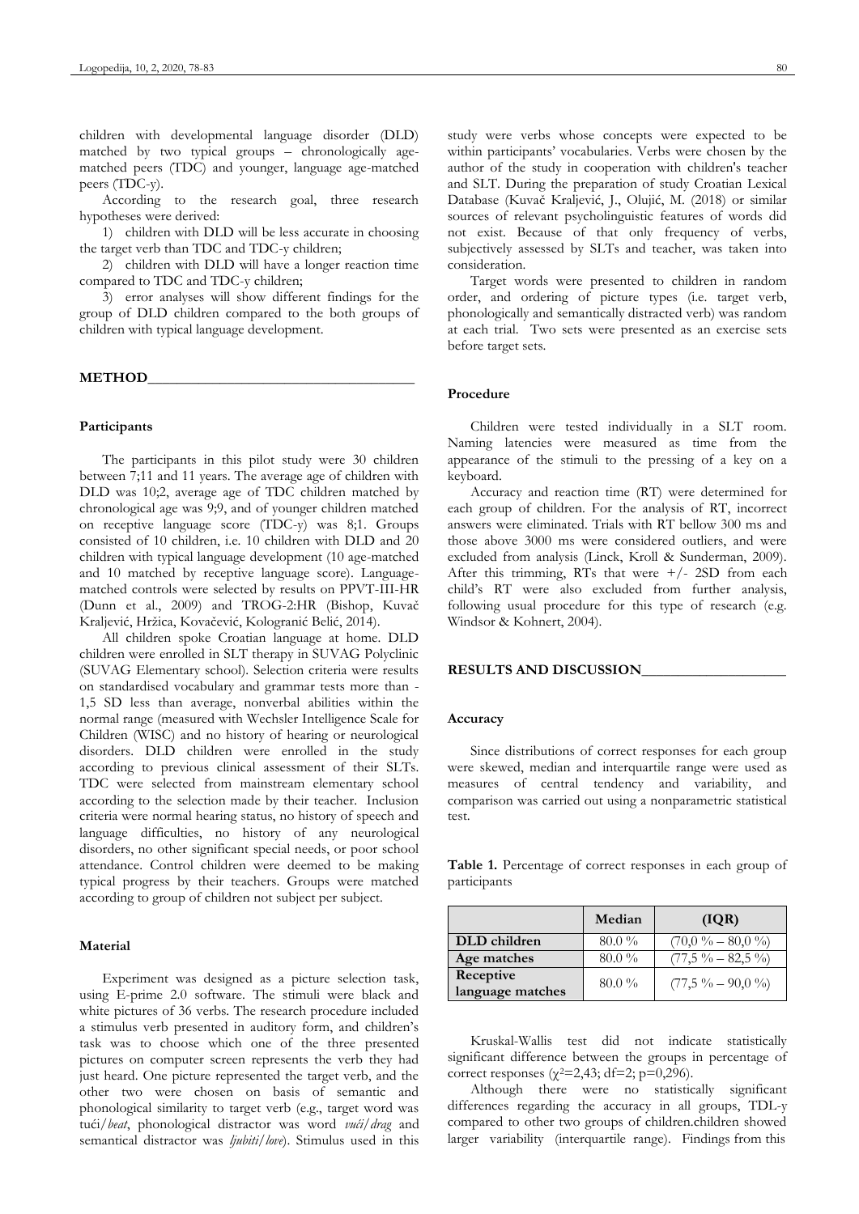children with developmental language disorder (DLD) matched by two typical groups – chronologically age-matched peers (TDC) and younger, language age-matched peers (TDC-y).

According to the research goal, three research hypotheses were derived:

1) children with DLD will be less accurate in choosing the target verb than TDC and TDC-y children;

2) children with DLD will have a longer reaction time compared to TDC and TDC-y children;

3) error analyses will show different findings for the group of DLD children compared to the both groups of children with typical language development.

## METHOD

### Participants

The participants in this pilot study were 30 children between 7;11 and 11 years. The average age of children with DLD was 10;2, average age of TDC children matched by chronological age was 9;9, and of younger children matched on receptive language score (TDC-y) was 8;1. Groups consisted of 10 children, i.e. 10 children with DLD and 20 children with typical language development (10 age-matched and 10 matched by receptive language score). Language-matched controls were selected by results on PPVT-III-HR (Dunn et al., 2009) and TROG-2:HR (Bishop, Kuvač Kraljević, Hržica, Kovačević, Kologranić Belić, 2014).

All children spoke Croatian language at home. DLD children were enrolled in SLT therapy in SUVAG Polyclinic (SUVAG Elementary school). Selection criteria were results on standardised vocabulary and grammar tests more than -1,5 SD less than average, nonverbal abilities within the normal range (measured with Wechsler Intelligence Scale for Children (WISC) and no history of hearing or neurological disorders. DLD children were enrolled in the study according to previous clinical assessment of their SLTs. TDC were selected from mainstream elementary school according to the selection made by their teacher. Inclusion criteria were normal hearing status, no history of speech and language difficulties, no history of any neurological disorders, no other significant special needs, or poor school attendance. Control children were deemed to be making typical progress by their teachers. Groups were matched according to group of children not subject per subject.

### Material

Experiment was designed as a picture selection task, using E-prime 2.0 software. The stimuli were black and white pictures of 36 verbs. The research procedure included a stimulus verb presented in auditory form, and children's task was to choose which one of the three presented pictures on computer screen represents the verb they had just heard. One picture represented the target verb, and the other two were chosen on basis of semantic and phonological similarity to target verb (e.g., target word was *tući/beat*, phonological distractor was word *vući/drag* and semantical distractor was *ljubiti/love*). Stimulus used in this study were verbs whose concepts were expected to be within participants' vocabularies. Verbs were chosen by the author of the study in cooperation with children's teacher and SLT. During the preparation of study Croatian Lexical Database (Kuvač Kraljević, J., Olujić, M. (2018) or similar sources of relevant psycholinguistic features of words did not exist. Because of that only frequency of verbs, subjectively assessed by SLTs and teacher, was taken into consideration.

Target words were presented to children in random order, and ordering of picture types (i.e. target verb, phonologically and semantically distracted verb) was random at each trial. Two sets were presented as an exercise sets before target sets.

### Procedure

Children were tested individually in a SLT room. Naming latencies were measured as time from the appearance of the stimuli to the pressing of a key on a keyboard.

Accuracy and reaction time (RT) were determined for each group of children. For the analysis of RT, incorrect answers were eliminated. Trials with RT bellow 300 ms and those above 3000 ms were considered outliers, and were excluded from analysis (Linck, Kroll & Sunderman, 2009). After this trimming, RTs that were +/- 2SD from each child's RT were also excluded from further analysis, following usual procedure for this type of research (e.g. Windsor & Kohnert, 2004).

## RESULTS AND DISCUSSION

### Accuracy

Since distributions of correct responses for each group were skewed, median and interquartile range were used as measures of central tendency and variability, and comparison was carried out using a nonparametric statistical test.

**Table 1.** Percentage of correct responses in each group of participants

| | Median | (IQR) |
|---|---|---|
| **DLD children** | 80.0 % | (70,0 % – 80,0 %) |
| **Age matches** | 80.0 % | (77,5 % – 82,5 %) |
| **Receptive language matches** | 80.0 % | (77,5 % – 90,0 %) |

Kruskal-Wallis test did not indicate statistically significant difference between the groups in percentage of correct responses ($\chi^2$=2,43; df=2; p=0,296).

Although there were no statistically significant differences regarding the accuracy in all groups, TDL-y compared to other two groups of children.children showed larger variability (interquartile range). Findings from this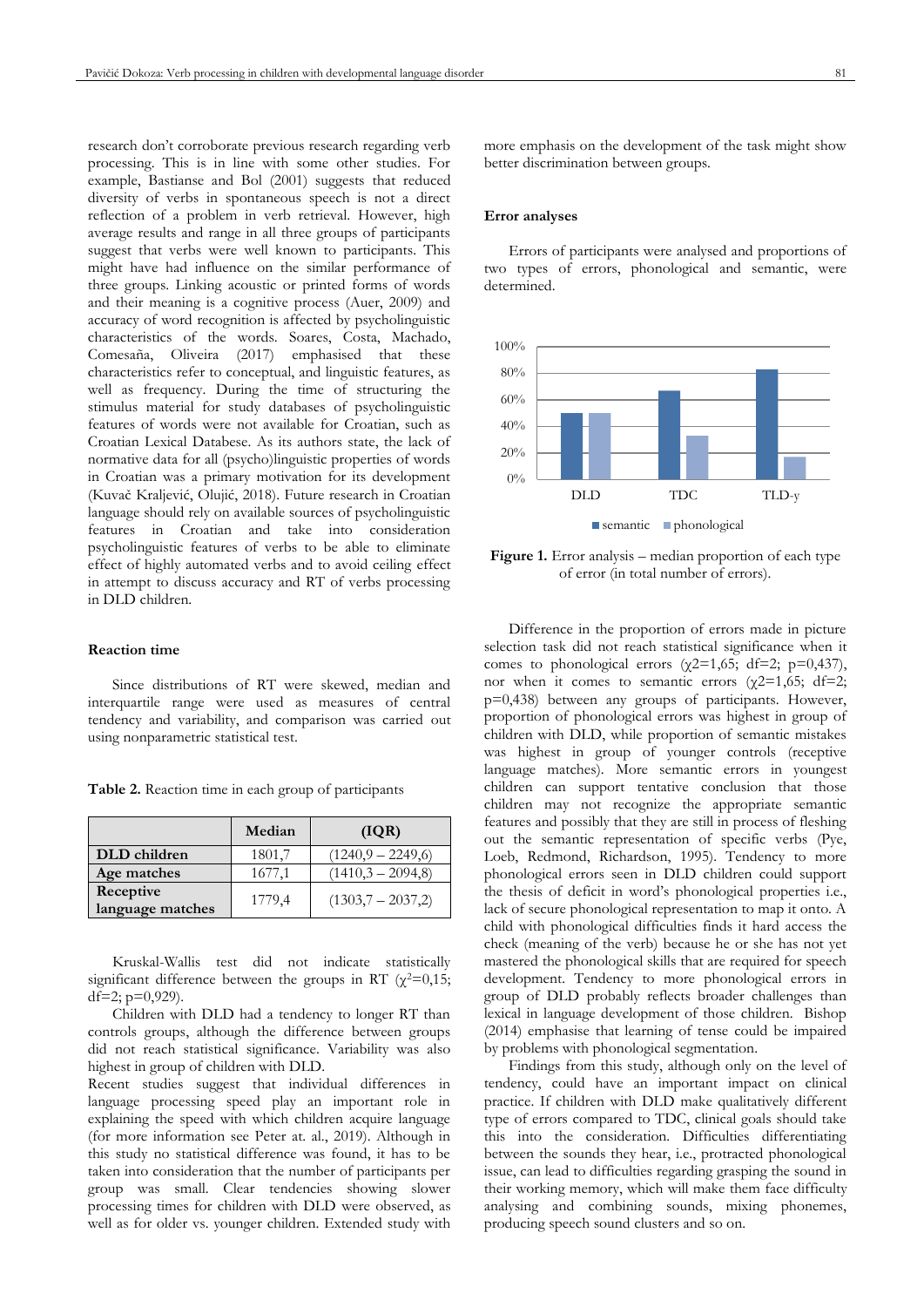research don't corroborate previous research regarding verb processing. This is in line with some other studies. For example, Bastianse and Bol (2001) suggests that reduced diversity of verbs in spontaneous speech is not a direct reflection of a problem in verb retrieval. However, high average results and range in all three groups of participants suggest that verbs were well known to participants. This might have had influence on the similar performance of three groups. Linking acoustic or printed forms of words and their meaning is a cognitive process (Auer, 2009) and accuracy of word recognition is affected by psycholinguistic characteristics of the words. Soares, Costa, Machado, Comesaña, Oliveira (2017) emphasised that these characteristics refer to conceptual, and linguistic features, as well as frequency. During the time of structuring the stimulus material for study databases of psycholinguistic features of words were not available for Croatian, such as Croatian Lexical Databese. As its authors state, the lack of normative data for all (psycho)linguistic properties of words in Croatian was a primary motivation for its development (Kuvač Kraljević, Olujić, 2018). Future research in Croatian language should rely on available sources of psycholinguistic features in Croatian and take into consideration psycholinguistic features of verbs to be able to eliminate effect of highly automated verbs and to avoid ceiling effect in attempt to discuss accuracy and RT of verbs processing in DLD children.

### Reaction time

Since distributions of RT were skewed, median and interquartile range were used as measures of central tendency and variability, and comparison was carried out using nonparametric statistical test.

**Table 2.** Reaction time in each group of participants

| | Median | (IQR) |
|---|---|---|
| **DLD children** | 1801,7 | (1240,9 – 2249,6) |
| **Age matches** | 1677,1 | (1410,3 – 2094,8) |
| **Receptive language matches** | 1779,4 | (1303,7 – 2037,2) |

Kruskal-Wallis test did not indicate statistically significant difference between the groups in RT ($\chi^2$=0,15; df=2; p=0,929).

Children with DLD had a tendency to longer RT than controls groups, although the difference between groups did not reach statistical significance. Variability was also highest in group of children with DLD.

Recent studies suggest that individual differences in language processing speed play an important role in explaining the speed with which children acquire language (for more information see Peter at. al., 2019). Although in this study no statistical difference was found, it has to be taken into consideration that the number of participants per group was small. Clear tendencies showing slower processing times for children with DLD were observed, as well as for older vs. younger children. Extended study with more emphasis on the development of the task might show better discrimination between groups.

### Error analyses

Errors of participants were analysed and proportions of two types of errors, phonological and semantic, were determined.

**Figure 1.** Error analysis – median proportion of each type of error (in total number of errors).

Difference in the proportion of errors made in picture selection task did not reach statistical significance when it comes to phonological errors ($\chi2$=1,65; df=2; p=0,437), nor when it comes to semantic errors ($\chi2$=1,65; df=2; p=0,438) between any groups of participants. However, proportion of phonological errors was highest in group of children with DLD, while proportion of semantic mistakes was highest in group of younger controls (receptive language matches). More semantic errors in youngest children can support tentative conclusion that those children may not recognize the appropriate semantic features and possibly that they are still in process of fleshing out the semantic representation of specific verbs (Pye, Loeb, Redmond, Richardson, 1995). Tendency to more phonological errors seen in DLD children could support the thesis of deficit in word's phonological properties i.e., lack of secure phonological representation to map it onto. A child with phonological difficulties finds it hard access the check (meaning of the verb) because he or she has not yet mastered the phonological skills that are required for speech development. Tendency to more phonological errors in group of DLD probably reflects broader challenges than lexical in language development of those children. Bishop (2014) emphasise that learning of tense could be impaired by problems with phonological segmentation.

Findings from this study, although only on the level of tendency, could have an important impact on clinical practice. If children with DLD make qualitatively different type of errors compared to TDC, clinical goals should take this into the consideration. Difficulties differentiating between the sounds they hear, i.e., protracted phonological issue, can lead to difficulties regarding grasping the sound in their working memory, which will make them face difficulty analysing and combining sounds, mixing phonemes, producing speech sound clusters and so on.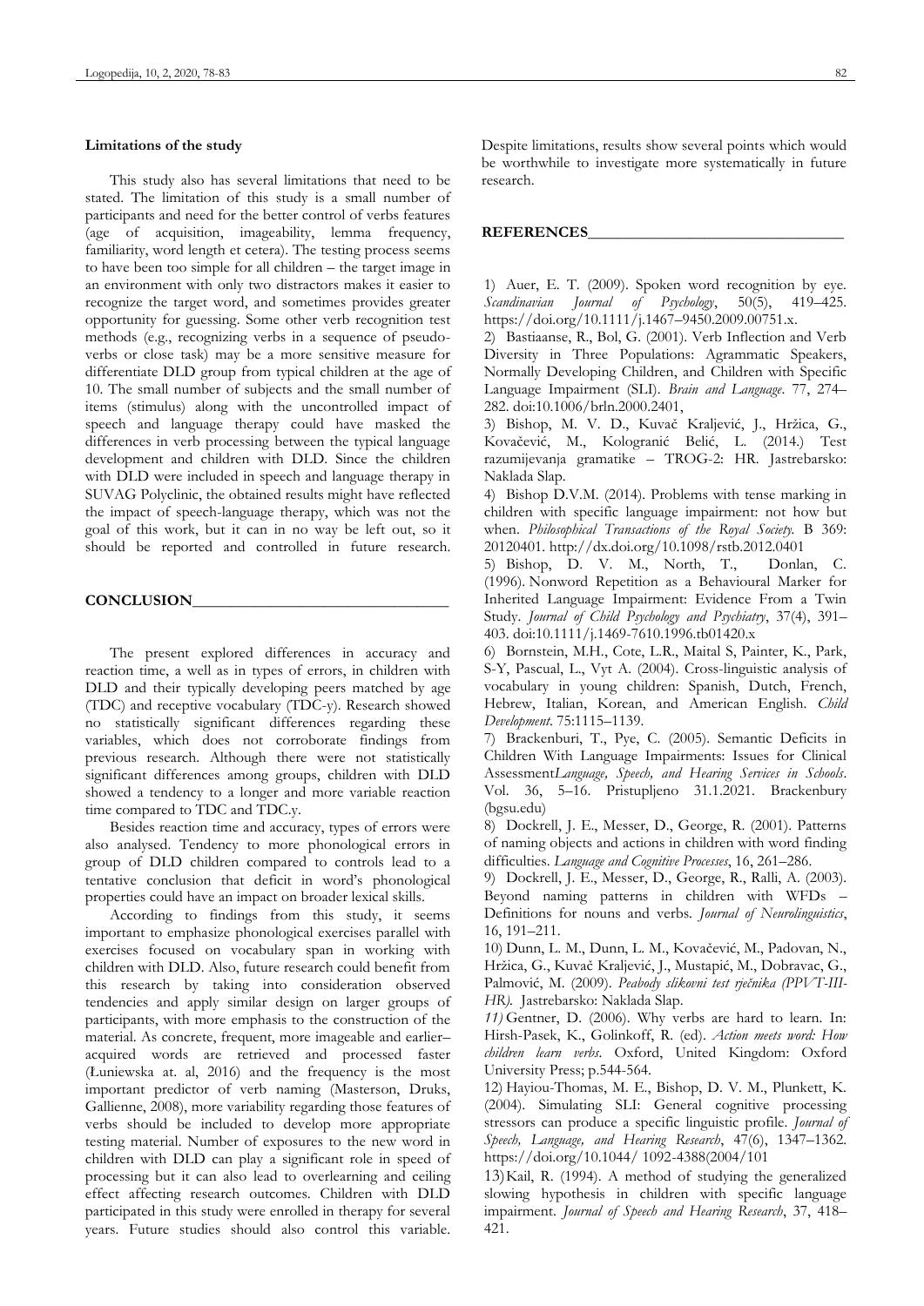**Limitations of the study**

This study also has several limitations that need to be stated. The limitation of this study is a small number of participants and need for the better control of verbs features (age of acquisition, imageability, lemma frequency, familiarity, word length et cetera). The testing process seems to have been too simple for all children – the target image in an environment with only two distractors makes it easier to recognize the target word, and sometimes provides greater opportunity for guessing. Some other verb recognition test methods (e.g., recognizing verbs in a sequence of pseudo-verbs or close task) may be a more sensitive measure for differentiate DLD group from typical children at the age of 10. The small number of subjects and the small number of items (stimulus) along with the uncontrolled impact of speech and language therapy could have masked the differences in verb processing between the typical language development and children with DLD. Since the children with DLD were included in speech and language therapy in SUVAG Polyclinic, the obtained results might have reflected the impact of speech-language therapy, which was not the goal of this work, but it can in no way be left out, so it should be reported and controlled in future research.

## CONCLUSION

The present explored differences in accuracy and reaction time, a well as in types of errors, in children with DLD and their typically developing peers matched by age (TDC) and receptive vocabulary (TDC-y). Research showed no statistically significant differences regarding these variables, which does not corroborate findings from previous research. Although there were not statistically significant differences among groups, children with DLD showed a tendency to a longer and more variable reaction time compared to TDC and TDC.y.

Besides reaction time and accuracy, types of errors were also analysed. Tendency to more phonological errors in group of DLD children compared to controls lead to a tentative conclusion that deficit in word's phonological properties could have an impact on broader lexical skills.

According to findings from this study, it seems important to emphasize phonological exercises parallel with exercises focused on vocabulary span in working with children with DLD. Also, future research could benefit from this research by taking into consideration observed tendencies and apply similar design on larger groups of participants, with more emphasis to the construction of the material. As concrete, frequent, more imageable and earlier–acquired words are retrieved and processed faster (Łuniewska at. al, 2016) and the frequency is the most important predictor of verb naming (Masterson, Druks, Gallienne, 2008), more variability regarding those features of verbs should be included to develop more appropriate testing material. Number of exposures to the new word in children with DLD can play a significant role in speed of processing but it can also lead to overlearning and ceiling effect affecting research outcomes. Children with DLD participated in this study were enrolled in therapy for several years. Future studies should also control this variable. Despite limitations, results show several points which would be worthwhile to investigate more systematically in future research.

## REFERENCES

1) Auer, E. T. (2009). Spoken word recognition by eye. *Scandinavian Journal of Psychology*, 50(5), 419–425. https://doi.org/10.1111/j.1467–9450.2009.00751.x.

2) Bastiaanse, R., Bol, G. (2001). Verb Inflection and Verb Diversity in Three Populations: Agrammatic Speakers, Normally Developing Children, and Children with Specific Language Impairment (SLI). *Brain and Language*. 77, 274–282. doi:10.1006/brln.2000.2401,

3) Bishop, M. V. D., Kuvač Kraljević, J., Hržica, G., Kovačević, M., Kologranić Belić, L. (2014.) Test razumijevanja gramatike – TROG-2: HR. Jastrebarsko: Naklada Slap.

4) Bishop D.V.M. (2014). Problems with tense marking in children with specific language impairment: not how but when. *Philosophical Transactions of the Royal Society.* B 369: 20120401. http://dx.doi.org/10.1098/rstb.2012.0401

5) Bishop, D. V. M., North, T., Donlan, C. (1996). Nonword Repetition as a Behavioural Marker for Inherited Language Impairment: Evidence From a Twin Study. *Journal of Child Psychology and Psychiatry*, 37(4), 391–403. doi:10.1111/j.1469-7610.1996.tb01420.x

6) Bornstein, M.H., Cote, L.R., Maital S, Painter, K., Park, S-Y, Pascual, L., Vyt A. (2004). Cross-linguistic analysis of vocabulary in young children: Spanish, Dutch, French, Hebrew, Italian, Korean, and American English. *Child Development*. 75:1115–1139.

7) Brackenburi, T., Pye, C. (2005). Semantic Deficits in Children With Language Impairments: Issues for Clinical Assessment*Language, Speech, and Hearing Services in Schools*. Vol. 36, 5–16. Pristupljeno 31.1.2021. Brackenbury (bgsu.edu)

8) Dockrell, J. E., Messer, D., George, R. (2001). Patterns of naming objects and actions in children with word finding difficulties. *Language and Cognitive Processes*, 16, 261–286.

9) Dockrell, J. E., Messer, D., George, R., Ralli, A. (2003). Beyond naming patterns in children with WFDs – Definitions for nouns and verbs. *Journal of Neurolinguistics*, 16, 191–211.

10) Dunn, L. M., Dunn, L. M., Kovačević, M., Padovan, N., Hržica, G., Kuvač Kraljević, J., Mustapić, M., Dobravac, G., Palmović, M. (2009). *Peabody slikovni test rječnika (PPVT-III-HR).* Jastrebarsko: Naklada Slap.

*11)* Gentner, D. (2006). Why verbs are hard to learn. In: Hirsh-Pasek, K., Golinkoff, R. (ed). *Action meets word: How children learn verbs*. Oxford, United Kingdom: Oxford University Press; p.544-564.

12) Hayiou-Thomas, M. E., Bishop, D. V. M., Plunkett, K. (2004). Simulating SLI: General cognitive processing stressors can produce a specific linguistic profile. *Journal of Speech, Language, and Hearing Research*, 47(6), 1347–1362. https://doi.org/10.1044/ 1092-4388(2004/101

13) Kail, R. (1994). A method of studying the generalized slowing hypothesis in children with specific language impairment. *Journal of Speech and Hearing Research*, 37, 418–421.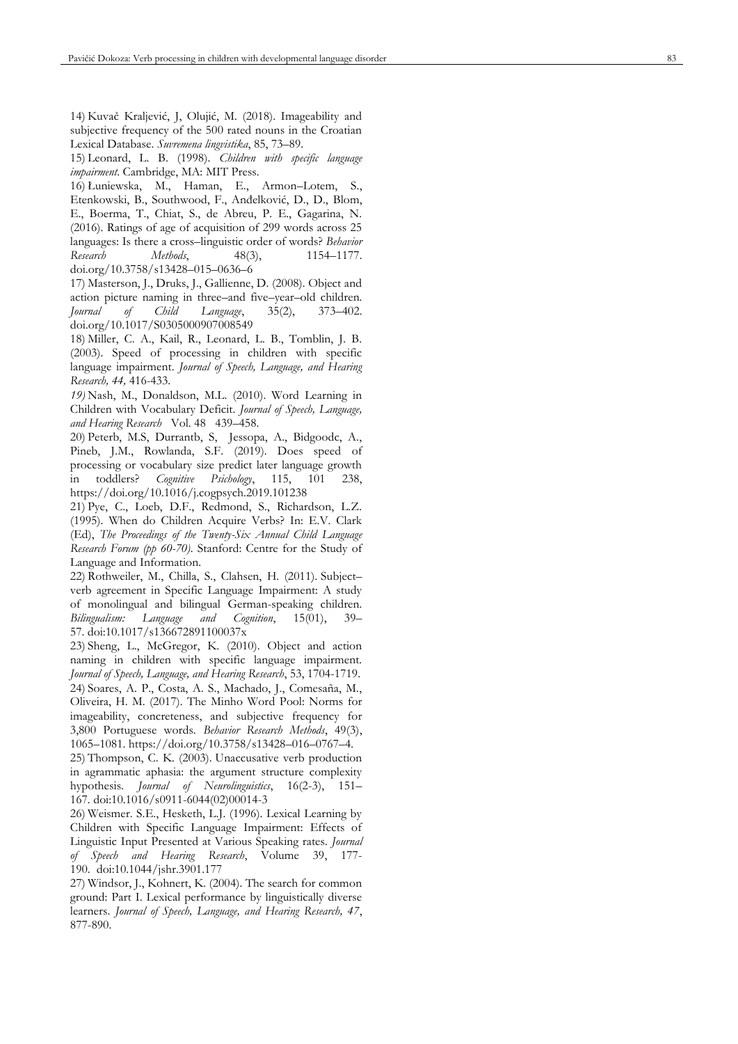14) Kuvač Kraljević, J, Olujić, M. (2018). Imageability and subjective frequency of the 500 rated nouns in the Croatian Lexical Database. *Suvremena lingvistika*, 85, 73–89.

15) Leonard, L. B. (1998). *Children with specific language impairment*. Cambridge, MA: MIT Press.

16) Łuniewska, M., Haman, E., Armon–Lotem, S., Etenkowski, B., Southwood, F., Anđelković, D., D., Blom, E., Boerma, T., Chiat, S., de Abreu, P. E., Gagarina, N. (2016). Ratings of age of acquisition of 299 words across 25 languages: Is there a cross–linguistic order of words? *Behavior Research Methods*, 48(3), 1154–1177. doi.org/10.3758/s13428–015–0636–6

17) Masterson, J., Druks, J., Gallienne, D. (2008). Object and action picture naming in three–and five–year–old children. *Journal of Child Language*, 35(2), 373–402. doi.org/10.1017/S0305000907008549

18) Miller, C. A., Kail, R., Leonard, L. B., Tomblin, J. B. (2003). Speed of processing in children with specific language impairment. *Journal of Speech, Language, and Hearing Research, 44,* 416-433.

*19)* Nash, M., Donaldson, M.L. (2010). Word Learning in Children with Vocabulary Deficit. *Journal of Speech, Language, and Hearing Research* Vol. 48 439–458.

20) Peterb, M.S, Durrantb, S, Jessopa, A., Bidgoodc, A., Pineb, J.M., Rowlanda, S.F. (2019). Does speed of processing or vocabulary size predict later language growth in toddlers? *Cognitive Psichology*, 115, 101 238, https://doi.org/10.1016/j.cogpsych.2019.101238

21) Pye, C., Loeb, D.F., Redmond, S., Richardson, L.Z. (1995). When do Children Acquire Verbs? In: E.V. Clark (Ed), *The Proceedings of the Twenty-Six Annual Child Language Research Forum (pp 60-70).* Stanford: Centre for the Study of Language and Information.

22) Rothweiler, M., Chilla, S., Clahsen, H. (2011). Subject–verb agreement in Specific Language Impairment: A study of monolingual and bilingual German-speaking children. *Bilingualism: Language and Cognition*, 15(01), 39–57. doi:10.1017/s136672891100037x

23) Sheng, L., McGregor, K. (2010). Object and action naming in children with specific language impairment. *Journal of Speech, Language, and Hearing Research*, 53, 1704-1719.

24) Soares, A. P., Costa, A. S., Machado, J., Comesaña, M., Oliveira, H. M. (2017). The Minho Word Pool: Norms for imageability, concreteness, and subjective frequency for 3,800 Portuguese words. *Behavior Research Methods*, 49(3), 1065–1081. https://doi.org/10.3758/s13428–016–0767–4.

25) Thompson, C. K. (2003). Unaccusative verb production in agrammatic aphasia: the argument structure complexity hypothesis. *Journal of Neurolinguistics*, 16(2-3), 151–167. doi:10.1016/s0911-6044(02)00014-3

26) Weismer. S.E., Hesketh, L.J. (1996). Lexical Learning by Children with Specific Language Impairment: Effects of Linguistic Input Presented at Various Speaking rates. *Journal of Speech and Hearing Research*, Volume 39, 177-190. doi:10.1044/jshr.3901.177

27) Windsor, J., Kohnert, K. (2004). The search for common ground: Part I. Lexical performance by linguistically diverse learners. *Journal of Speech, Language, and Hearing Research, 47*, 877-890.